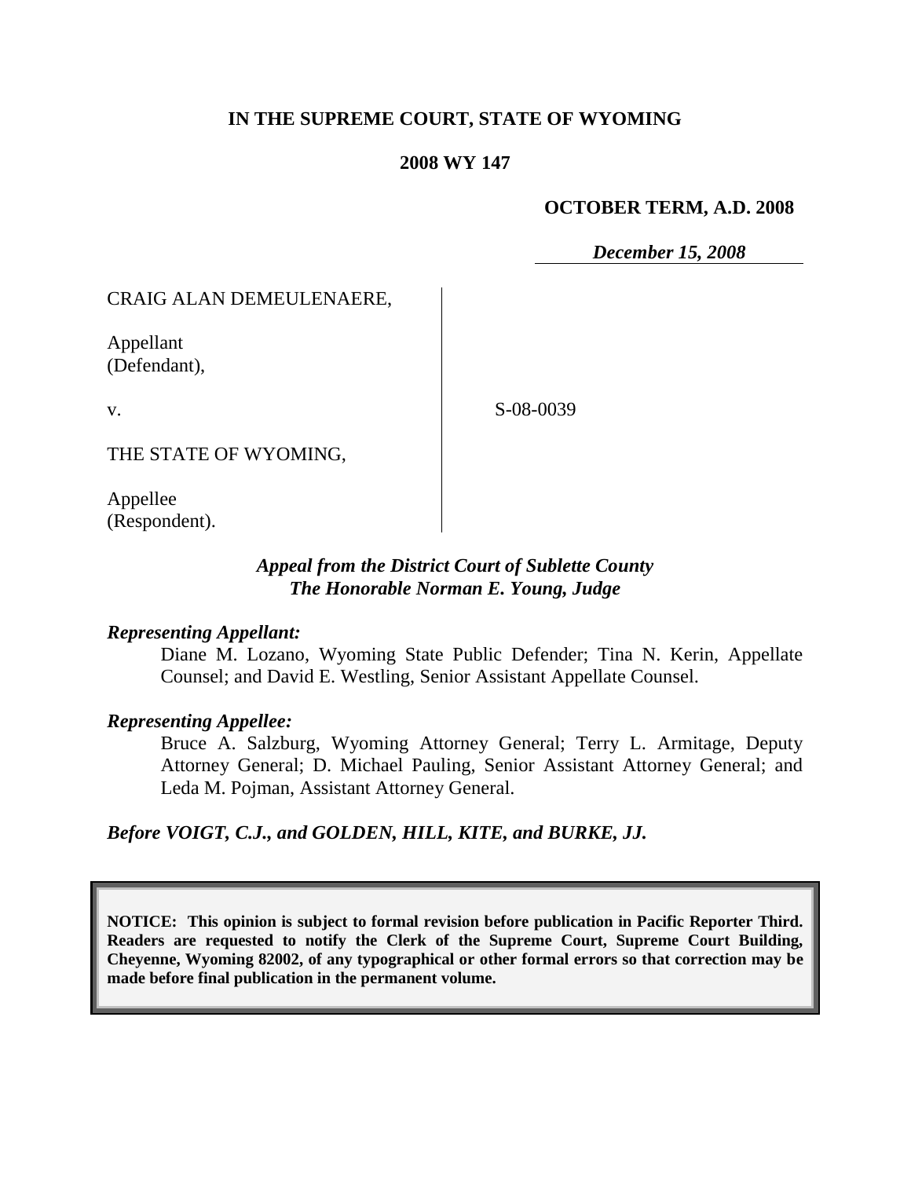**IN THE SUPREME COURT, STATE OF WYOMING**

**2008 WY 147**

**OCTOBER TERM, A.D. 2008**

***December 15, 2008***

| | |
|---|---|
| CRAIG ALAN DEMEULENAERE,<br><br>Appellant<br>(Defendant),<br><br>v.<br><br>THE STATE OF WYOMING,<br><br>Appellee<br>(Respondent). | S-08-0039 |

***Appeal from the District Court of Sublette County***
***The Honorable Norman E. Young, Judge***

***Representing Appellant:***

Diane M. Lozano, Wyoming State Public Defender; Tina N. Kerin, Appellate Counsel; and David E. Westling, Senior Assistant Appellate Counsel.

***Representing Appellee:***

Bruce A. Salzburg, Wyoming Attorney General; Terry L. Armitage, Deputy Attorney General; D. Michael Pauling, Senior Assistant Attorney General; and Leda M. Pojman, Assistant Attorney General.

***Before VOIGT, C.J., and GOLDEN, HILL, KITE, and BURKE, JJ.***

**NOTICE: This opinion is subject to formal revision before publication in Pacific Reporter Third. Readers are requested to notify the Clerk of the Supreme Court, Supreme Court Building, Cheyenne, Wyoming 82002, of any typographical or other formal errors so that correction may be made before final publication in the permanent volume.**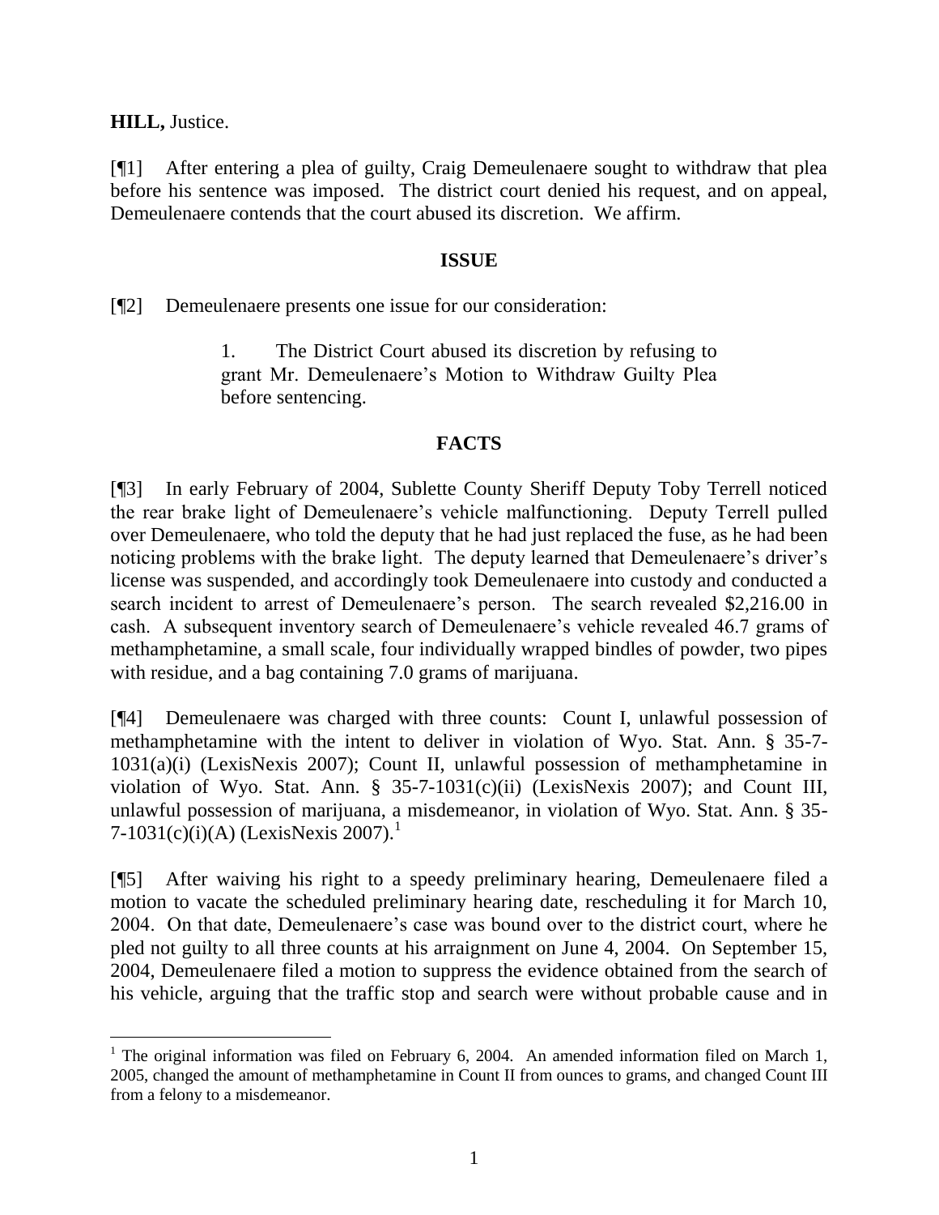**HILL,** Justice.

[¶1] After entering a plea of guilty, Craig Demeulenaere sought to withdraw that plea before his sentence was imposed. The district court denied his request, and on appeal, Demeulenaere contends that the court abused its discretion. We affirm.

## ISSUE

[¶2] Demeulenaere presents one issue for our consideration:

> 1. The District Court abused its discretion by refusing to grant Mr. Demeulenaere's Motion to Withdraw Guilty Plea before sentencing.

## FACTS

[¶3] In early February of 2004, Sublette County Sheriff Deputy Toby Terrell noticed the rear brake light of Demeulenaere's vehicle malfunctioning. Deputy Terrell pulled over Demeulenaere, who told the deputy that he had just replaced the fuse, as he had been noticing problems with the brake light. The deputy learned that Demeulenaere's driver's license was suspended, and accordingly took Demeulenaere into custody and conducted a search incident to arrest of Demeulenaere's person. The search revealed $2,216.00 in cash. A subsequent inventory search of Demeulenaere's vehicle revealed 46.7 grams of methamphetamine, a small scale, four individually wrapped bindles of powder, two pipes with residue, and a bag containing 7.0 grams of marijuana.

[¶4] Demeulenaere was charged with three counts: Count I, unlawful possession of methamphetamine with the intent to deliver in violation of Wyo. Stat. Ann. § 35-7-1031(a)(i) (LexisNexis 2007); Count II, unlawful possession of methamphetamine in violation of Wyo. Stat. Ann. § 35-7-1031(c)(ii) (LexisNexis 2007); and Count III, unlawful possession of marijuana, a misdemeanor, in violation of Wyo. Stat. Ann. § 35-7-1031(c)(i)(A) (LexisNexis 2007).[1]

[¶5] After waiving his right to a speedy preliminary hearing, Demeulenaere filed a motion to vacate the scheduled preliminary hearing date, rescheduling it for March 10, 2004. On that date, Demeulenaere's case was bound over to the district court, where he pled not guilty to all three counts at his arraignment on June 4, 2004. On September 15, 2004, Demeulenaere filed a motion to suppress the evidence obtained from the search of his vehicle, arguing that the traffic stop and search were without probable cause and in

---

[1] The original information was filed on February 6, 2004. An amended information filed on March 1, 2005, changed the amount of methamphetamine in Count II from ounces to grams, and changed Count III from a felony to a misdemeanor.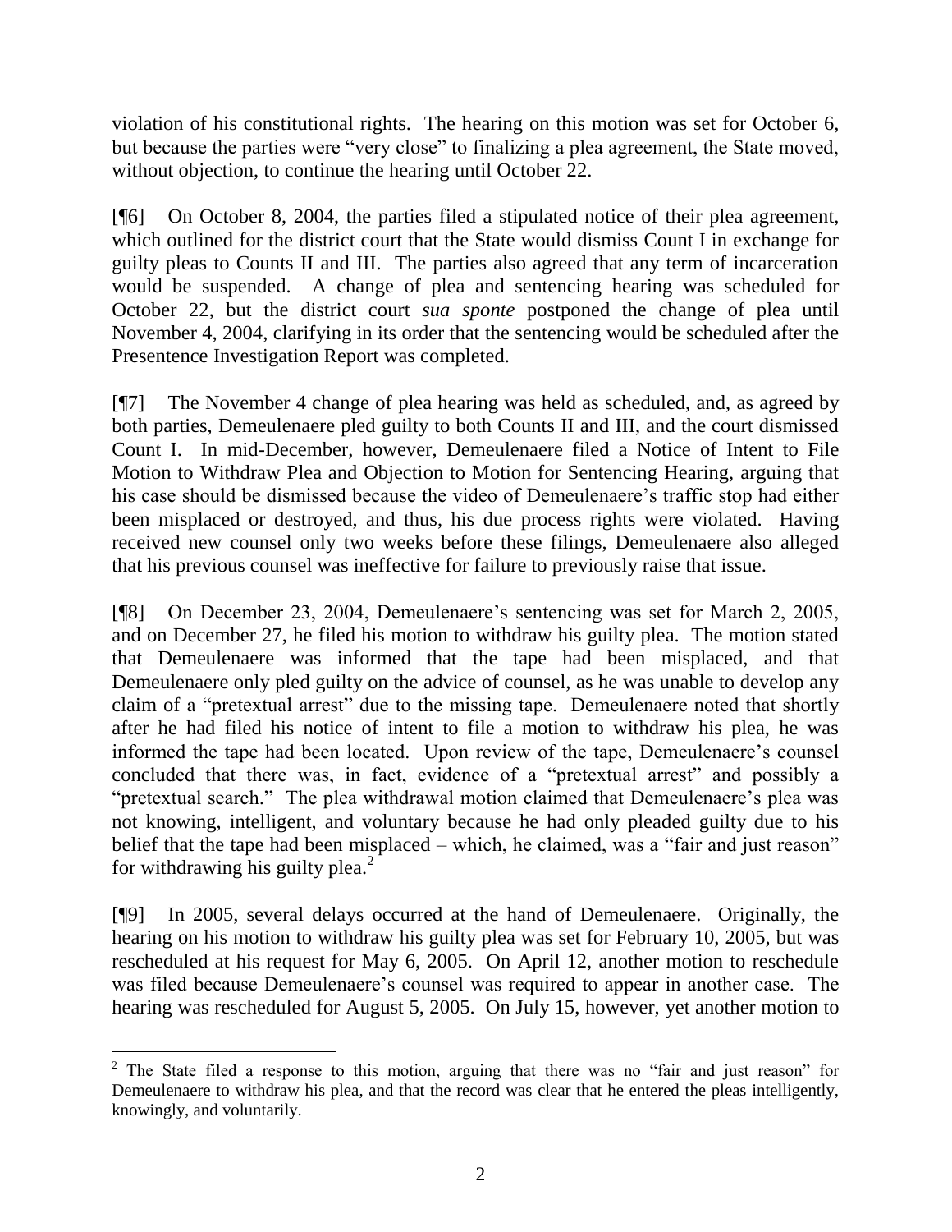violation of his constitutional rights. The hearing on this motion was set for October 6, but because the parties were "very close" to finalizing a plea agreement, the State moved, without objection, to continue the hearing until October 22.

[¶6] On October 8, 2004, the parties filed a stipulated notice of their plea agreement, which outlined for the district court that the State would dismiss Count I in exchange for guilty pleas to Counts II and III. The parties also agreed that any term of incarceration would be suspended. A change of plea and sentencing hearing was scheduled for October 22, but the district court *sua sponte* postponed the change of plea until November 4, 2004, clarifying in its order that the sentencing would be scheduled after the Presentence Investigation Report was completed.

[¶7] The November 4 change of plea hearing was held as scheduled, and, as agreed by both parties, Demeulenaere pled guilty to both Counts II and III, and the court dismissed Count I. In mid-December, however, Demeulenaere filed a Notice of Intent to File Motion to Withdraw Plea and Objection to Motion for Sentencing Hearing, arguing that his case should be dismissed because the video of Demeulenaere's traffic stop had either been misplaced or destroyed, and thus, his due process rights were violated. Having received new counsel only two weeks before these filings, Demeulenaere also alleged that his previous counsel was ineffective for failure to previously raise that issue.

[¶8] On December 23, 2004, Demeulenaere's sentencing was set for March 2, 2005, and on December 27, he filed his motion to withdraw his guilty plea. The motion stated that Demeulenaere was informed that the tape had been misplaced, and that Demeulenaere only pled guilty on the advice of counsel, as he was unable to develop any claim of a "pretextual arrest" due to the missing tape. Demeulenaere noted that shortly after he had filed his notice of intent to file a motion to withdraw his plea, he was informed the tape had been located. Upon review of the tape, Demeulenaere's counsel concluded that there was, in fact, evidence of a "pretextual arrest" and possibly a "pretextual search." The plea withdrawal motion claimed that Demeulenaere's plea was not knowing, intelligent, and voluntary because he had only pleaded guilty due to his belief that the tape had been misplaced – which, he claimed, was a "fair and just reason" for withdrawing his guilty plea.[2]

[¶9] In 2005, several delays occurred at the hand of Demeulenaere. Originally, the hearing on his motion to withdraw his guilty plea was set for February 10, 2005, but was rescheduled at his request for May 6, 2005. On April 12, another motion to reschedule was filed because Demeulenaere's counsel was required to appear in another case. The hearing was rescheduled for August 5, 2005. On July 15, however, yet another motion to

---

[2] The State filed a response to this motion, arguing that there was no "fair and just reason" for Demeulenaere to withdraw his plea, and that the record was clear that he entered the pleas intelligently, knowingly, and voluntarily.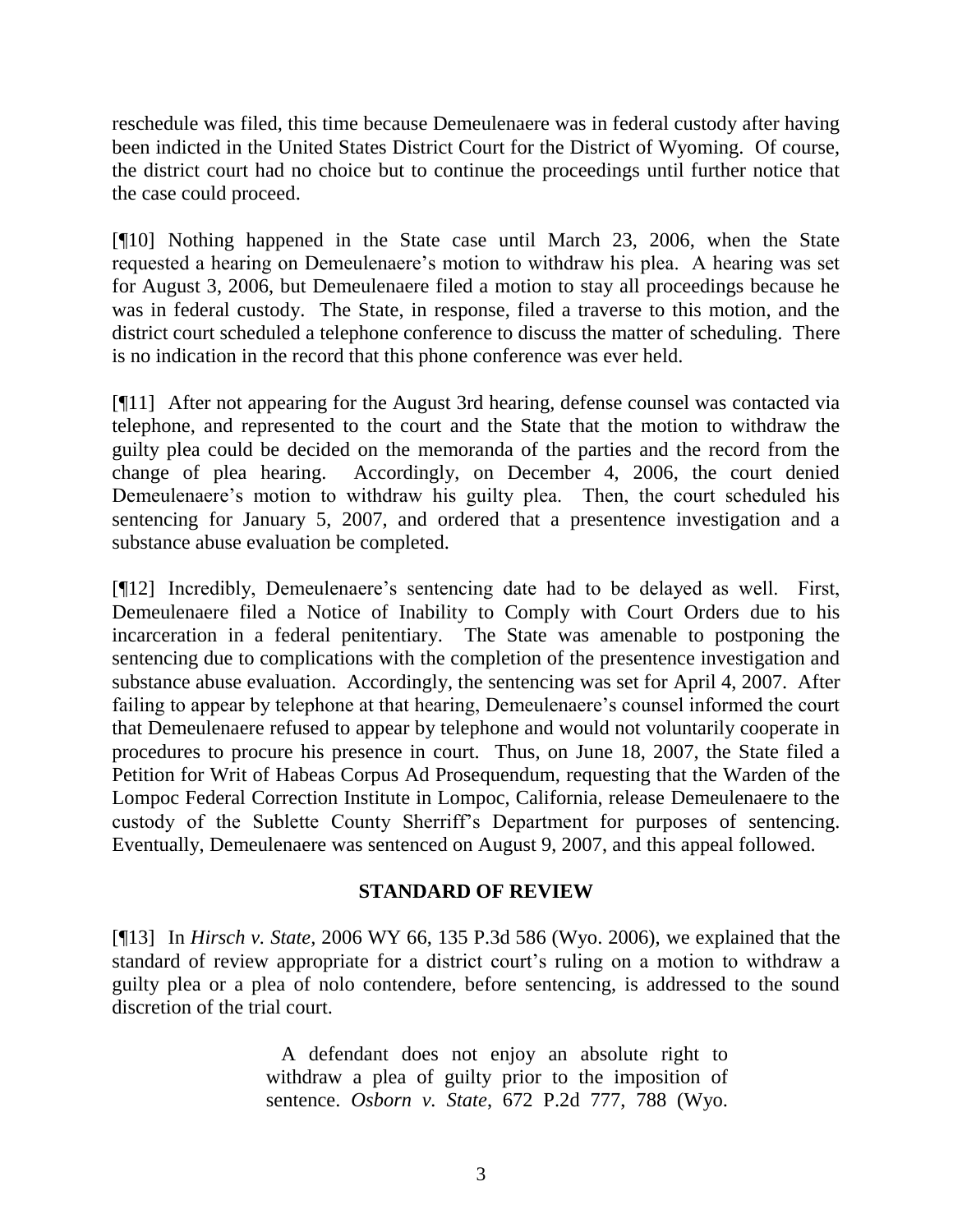reschedule was filed, this time because Demeulenaere was in federal custody after having been indicted in the United States District Court for the District of Wyoming. Of course, the district court had no choice but to continue the proceedings until further notice that the case could proceed.

[¶10] Nothing happened in the State case until March 23, 2006, when the State requested a hearing on Demeulenaere's motion to withdraw his plea. A hearing was set for August 3, 2006, but Demeulenaere filed a motion to stay all proceedings because he was in federal custody. The State, in response, filed a traverse to this motion, and the district court scheduled a telephone conference to discuss the matter of scheduling. There is no indication in the record that this phone conference was ever held.

[¶11] After not appearing for the August 3rd hearing, defense counsel was contacted via telephone, and represented to the court and the State that the motion to withdraw the guilty plea could be decided on the memoranda of the parties and the record from the change of plea hearing. Accordingly, on December 4, 2006, the court denied Demeulenaere's motion to withdraw his guilty plea. Then, the court scheduled his sentencing for January 5, 2007, and ordered that a presentence investigation and a substance abuse evaluation be completed.

[¶12] Incredibly, Demeulenaere's sentencing date had to be delayed as well. First, Demeulenaere filed a Notice of Inability to Comply with Court Orders due to his incarceration in a federal penitentiary. The State was amenable to postponing the sentencing due to complications with the completion of the presentence investigation and substance abuse evaluation. Accordingly, the sentencing was set for April 4, 2007. After failing to appear by telephone at that hearing, Demeulenaere's counsel informed the court that Demeulenaere refused to appear by telephone and would not voluntarily cooperate in procedures to procure his presence in court. Thus, on June 18, 2007, the State filed a Petition for Writ of Habeas Corpus Ad Prosequendum, requesting that the Warden of the Lompoc Federal Correction Institute in Lompoc, California, release Demeulenaere to the custody of the Sublette County Sherriff's Department for purposes of sentencing. Eventually, Demeulenaere was sentenced on August 9, 2007, and this appeal followed.

## STANDARD OF REVIEW

[¶13] In *Hirsch v. State*, 2006 WY 66, 135 P.3d 586 (Wyo. 2006), we explained that the standard of review appropriate for a district court's ruling on a motion to withdraw a guilty plea or a plea of nolo contendere, before sentencing, is addressed to the sound discretion of the trial court.

> A defendant does not enjoy an absolute right to withdraw a plea of guilty prior to the imposition of sentence. *Osborn v. State*, 672 P.2d 777, 788 (Wyo.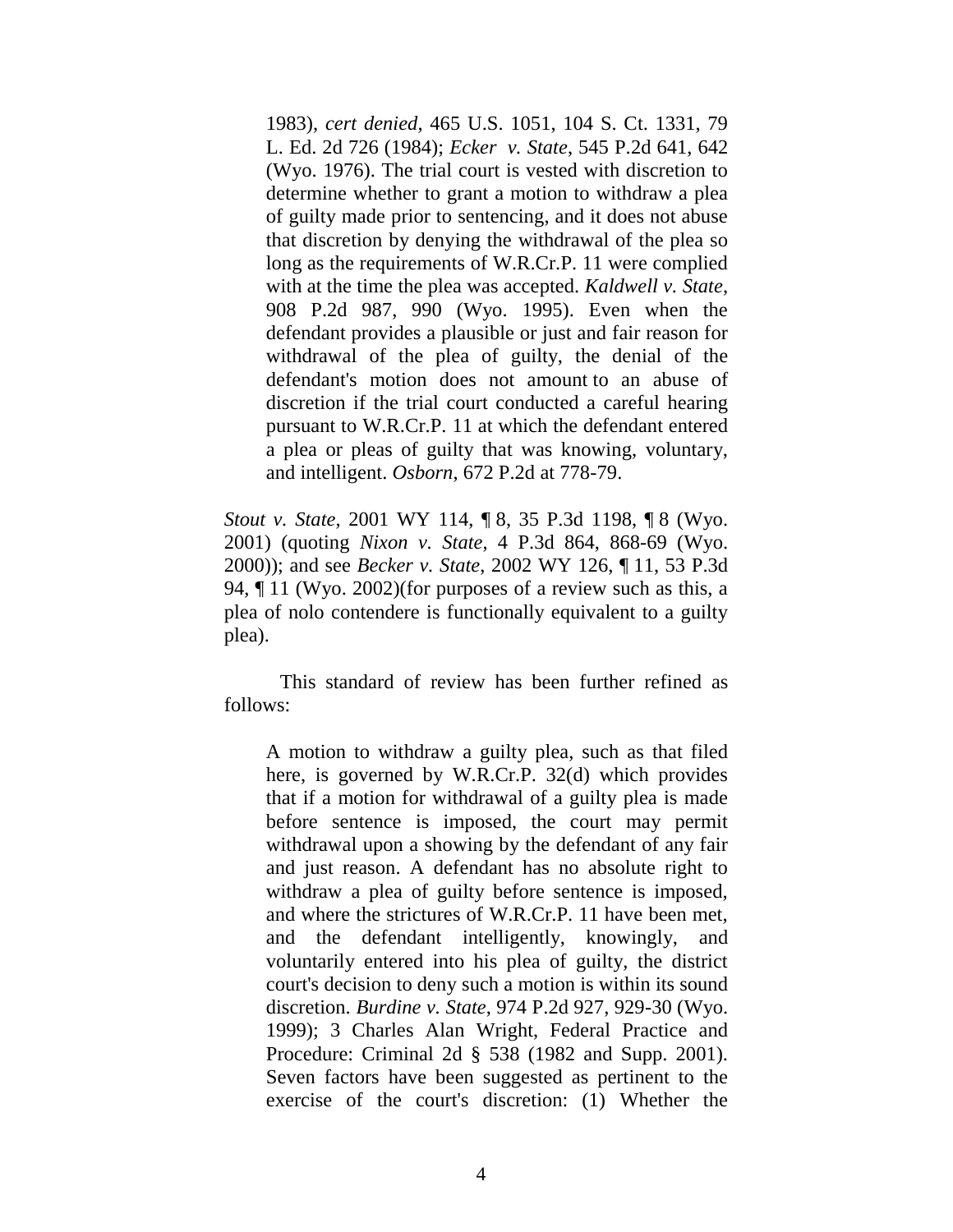> 1983), *cert denied*, 465 U.S. 1051, 104 S. Ct. 1331, 79 L. Ed. 2d 726 (1984); *Ecker v. State*, 545 P.2d 641, 642 (Wyo. 1976). The trial court is vested with discretion to determine whether to grant a motion to withdraw a plea of guilty made prior to sentencing, and it does not abuse that discretion by denying the withdrawal of the plea so long as the requirements of W.R.Cr.P. 11 were complied with at the time the plea was accepted. *Kaldwell v. State*, 908 P.2d 987, 990 (Wyo. 1995). Even when the defendant provides a plausible or just and fair reason for withdrawal of the plea of guilty, the denial of the defendant's motion does not amount to an abuse of discretion if the trial court conducted a careful hearing pursuant to W.R.Cr.P. 11 at which the defendant entered a plea or pleas of guilty that was knowing, voluntary, and intelligent. *Osborn*, 672 P.2d at 778-79.

*Stout v. State*, 2001 WY 114, ¶ 8, 35 P.3d 1198, ¶ 8 (Wyo. 2001) (quoting *Nixon v. State*, 4 P.3d 864, 868-69 (Wyo. 2000)); and see *Becker v. State*, 2002 WY 126, ¶ 11, 53 P.3d 94, ¶ 11 (Wyo. 2002)(for purposes of a review such as this, a plea of nolo contendere is functionally equivalent to a guilty plea).

This standard of review has been further refined as follows:

> A motion to withdraw a guilty plea, such as that filed here, is governed by W.R.Cr.P. 32(d) which provides that if a motion for withdrawal of a guilty plea is made before sentence is imposed, the court may permit withdrawal upon a showing by the defendant of any fair and just reason. A defendant has no absolute right to withdraw a plea of guilty before sentence is imposed, and where the strictures of W.R.Cr.P. 11 have been met, and the defendant intelligently, knowingly, and voluntarily entered into his plea of guilty, the district court's decision to deny such a motion is within its sound discretion. *Burdine v. State*, 974 P.2d 927, 929-30 (Wyo. 1999); 3 Charles Alan Wright, Federal Practice and Procedure: Criminal 2d § 538 (1982 and Supp. 2001). Seven factors have been suggested as pertinent to the exercise of the court's discretion: (1) Whether the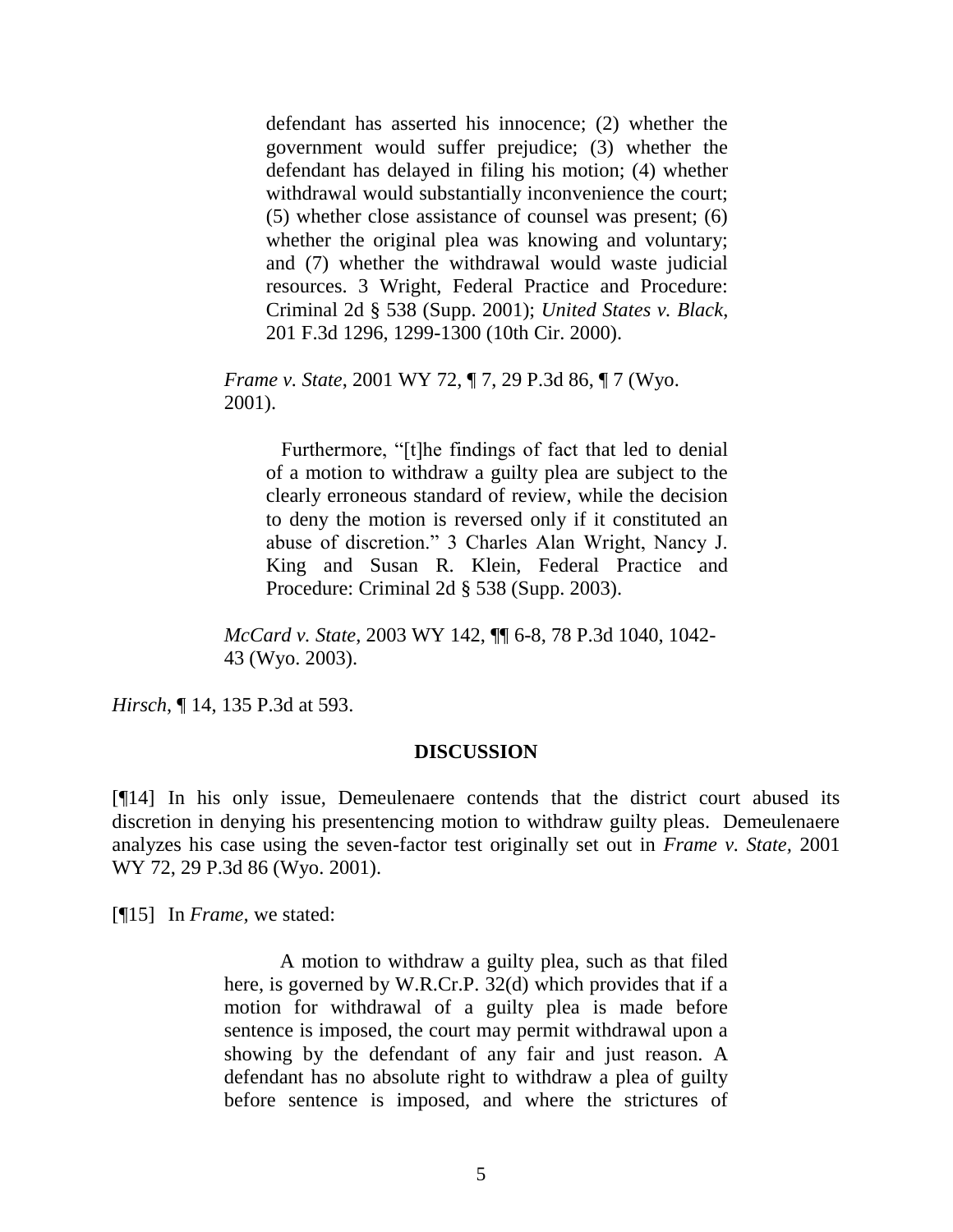> > defendant has asserted his innocence; (2) whether the government would suffer prejudice; (3) whether the defendant has delayed in filing his motion; (4) whether withdrawal would substantially inconvenience the court; (5) whether close assistance of counsel was present; (6) whether the original plea was knowing and voluntary; and (7) whether the withdrawal would waste judicial resources. 3 Wright, Federal Practice and Procedure: Criminal 2d § 538 (Supp. 2001); *United States v. Black*, 201 F.3d 1296, 1299-1300 (10th Cir. 2000).
>
> *Frame v. State*, 2001 WY 72, ¶ 7, 29 P.3d 86, ¶ 7 (Wyo. 2001).
>
> > Furthermore, "[t]he findings of fact that led to denial of a motion to withdraw a guilty plea are subject to the clearly erroneous standard of review, while the decision to deny the motion is reversed only if it constituted an abuse of discretion." 3 Charles Alan Wright, Nancy J. King and Susan R. Klein, Federal Practice and Procedure: Criminal 2d § 538 (Supp. 2003).
>
> *McCard v. State*, 2003 WY 142, ¶¶ 6-8, 78 P.3d 1040, 1042-43 (Wyo. 2003).

*Hirsch*, ¶ 14, 135 P.3d at 593.

**DISCUSSION**

[¶14] In his only issue, Demeulenaere contends that the district court abused its discretion in denying his presentencing motion to withdraw guilty pleas. Demeulenaere analyzes his case using the seven-factor test originally set out in *Frame v. State*, 2001 WY 72, 29 P.3d 86 (Wyo. 2001).

[¶15] In *Frame*, we stated:

> A motion to withdraw a guilty plea, such as that filed here, is governed by W.R.Cr.P. 32(d) which provides that if a motion for withdrawal of a guilty plea is made before sentence is imposed, the court may permit withdrawal upon a showing by the defendant of any fair and just reason. A defendant has no absolute right to withdraw a plea of guilty before sentence is imposed, and where the strictures of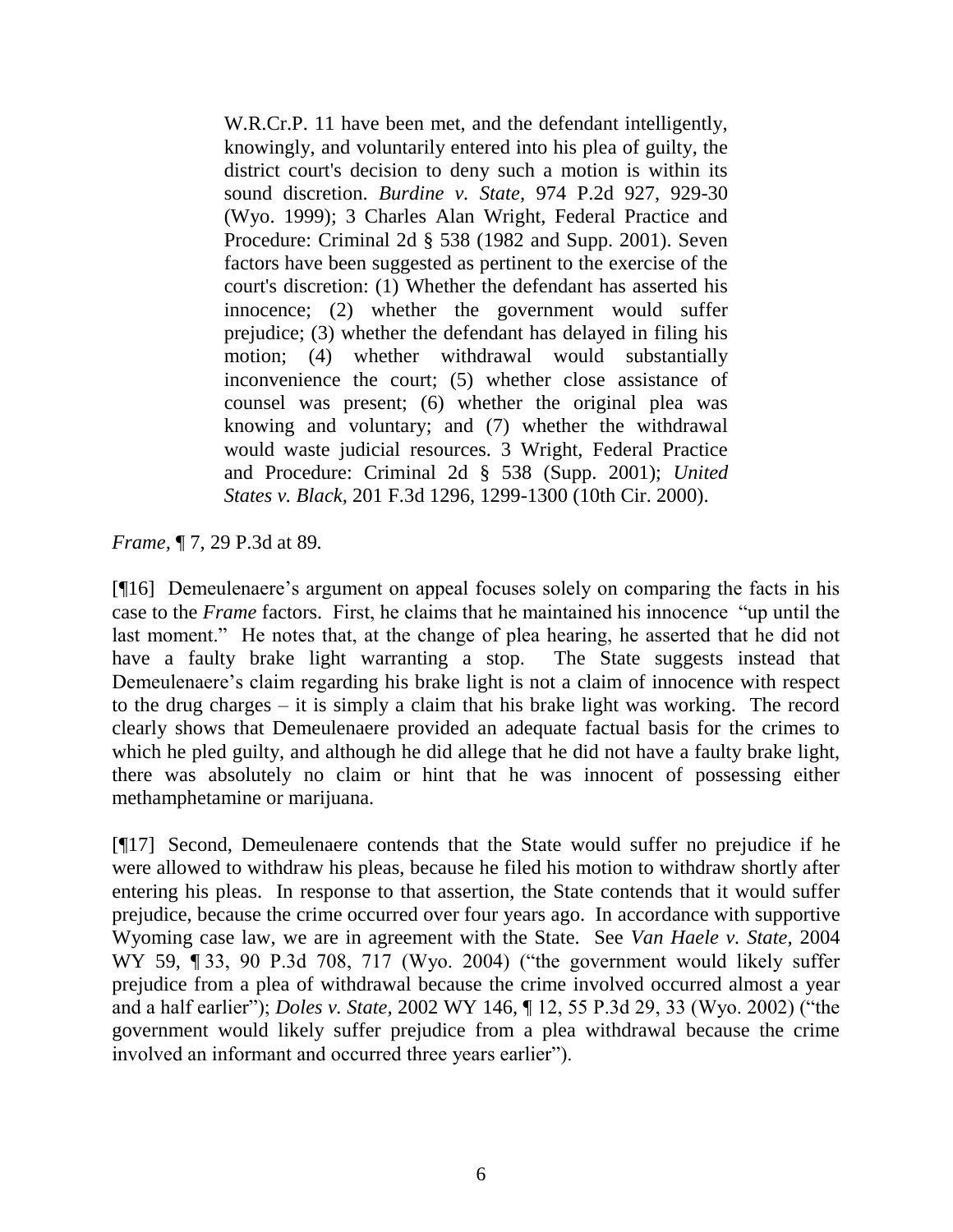> W.R.Cr.P. 11 have been met, and the defendant intelligently, knowingly, and voluntarily entered into his plea of guilty, the district court's decision to deny such a motion is within its sound discretion. *Burdine v. State,* 974 P.2d 927, 929-30 (Wyo. 1999); 3 Charles Alan Wright, Federal Practice and Procedure: Criminal 2d § 538 (1982 and Supp. 2001). Seven factors have been suggested as pertinent to the exercise of the court's discretion: (1) Whether the defendant has asserted his innocence; (2) whether the government would suffer prejudice; (3) whether the defendant has delayed in filing his motion; (4) whether withdrawal would substantially inconvenience the court; (5) whether close assistance of counsel was present; (6) whether the original plea was knowing and voluntary; and (7) whether the withdrawal would waste judicial resources. 3 Wright, Federal Practice and Procedure: Criminal 2d § 538 (Supp. 2001); *United States v. Black,* 201 F.3d 1296, 1299-1300 (10th Cir. 2000).

*Frame,* ¶ 7, 29 P.3d at 89*.*

[¶16] Demeulenaere's argument on appeal focuses solely on comparing the facts in his case to the *Frame* factors. First, he claims that he maintained his innocence "up until the last moment." He notes that, at the change of plea hearing, he asserted that he did not have a faulty brake light warranting a stop. The State suggests instead that Demeulenaere's claim regarding his brake light is not a claim of innocence with respect to the drug charges – it is simply a claim that his brake light was working. The record clearly shows that Demeulenaere provided an adequate factual basis for the crimes to which he pled guilty, and although he did allege that he did not have a faulty brake light, there was absolutely no claim or hint that he was innocent of possessing either methamphetamine or marijuana.

[¶17] Second, Demeulenaere contends that the State would suffer no prejudice if he were allowed to withdraw his pleas, because he filed his motion to withdraw shortly after entering his pleas. In response to that assertion, the State contends that it would suffer prejudice, because the crime occurred over four years ago. In accordance with supportive Wyoming case law, we are in agreement with the State. See *Van Haele v. State,* 2004 WY 59, ¶ 33, 90 P.3d 708, 717 (Wyo. 2004) ("the government would likely suffer prejudice from a plea of withdrawal because the crime involved occurred almost a year and a half earlier"); *Doles v. State,* 2002 WY 146, ¶ 12, 55 P.3d 29, 33 (Wyo. 2002) ("the government would likely suffer prejudice from a plea withdrawal because the crime involved an informant and occurred three years earlier").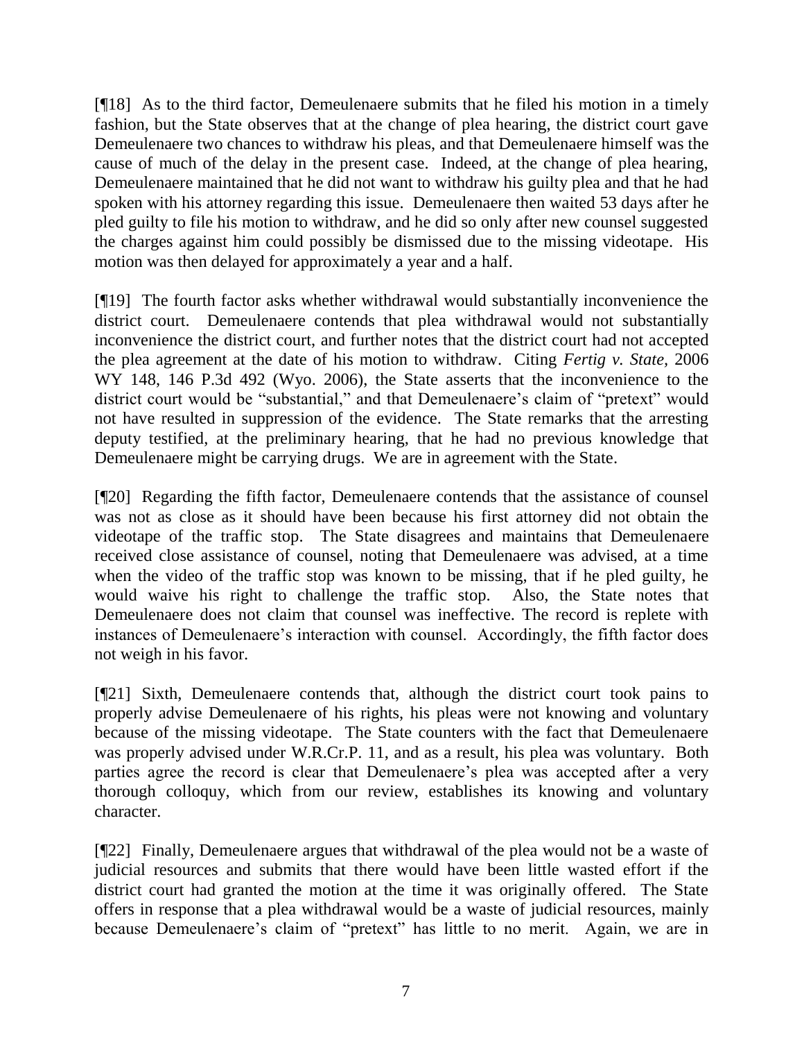[¶18] As to the third factor, Demeulenaere submits that he filed his motion in a timely fashion, but the State observes that at the change of plea hearing, the district court gave Demeulenaere two chances to withdraw his pleas, and that Demeulenaere himself was the cause of much of the delay in the present case. Indeed, at the change of plea hearing, Demeulenaere maintained that he did not want to withdraw his guilty plea and that he had spoken with his attorney regarding this issue. Demeulenaere then waited 53 days after he pled guilty to file his motion to withdraw, and he did so only after new counsel suggested the charges against him could possibly be dismissed due to the missing videotape. His motion was then delayed for approximately a year and a half.

[¶19] The fourth factor asks whether withdrawal would substantially inconvenience the district court. Demeulenaere contends that plea withdrawal would not substantially inconvenience the district court, and further notes that the district court had not accepted the plea agreement at the date of his motion to withdraw. Citing *Fertig v. State*, 2006 WY 148, 146 P.3d 492 (Wyo. 2006), the State asserts that the inconvenience to the district court would be "substantial," and that Demeulenaere's claim of "pretext" would not have resulted in suppression of the evidence. The State remarks that the arresting deputy testified, at the preliminary hearing, that he had no previous knowledge that Demeulenaere might be carrying drugs. We are in agreement with the State.

[¶20] Regarding the fifth factor, Demeulenaere contends that the assistance of counsel was not as close as it should have been because his first attorney did not obtain the videotape of the traffic stop. The State disagrees and maintains that Demeulenaere received close assistance of counsel, noting that Demeulenaere was advised, at a time when the video of the traffic stop was known to be missing, that if he pled guilty, he would waive his right to challenge the traffic stop. Also, the State notes that Demeulenaere does not claim that counsel was ineffective. The record is replete with instances of Demeulenaere's interaction with counsel. Accordingly, the fifth factor does not weigh in his favor.

[¶21] Sixth, Demeulenaere contends that, although the district court took pains to properly advise Demeulenaere of his rights, his pleas were not knowing and voluntary because of the missing videotape. The State counters with the fact that Demeulenaere was properly advised under W.R.Cr.P. 11, and as a result, his plea was voluntary. Both parties agree the record is clear that Demeulenaere's plea was accepted after a very thorough colloquy, which from our review, establishes its knowing and voluntary character.

[¶22] Finally, Demeulenaere argues that withdrawal of the plea would not be a waste of judicial resources and submits that there would have been little wasted effort if the district court had granted the motion at the time it was originally offered. The State offers in response that a plea withdrawal would be a waste of judicial resources, mainly because Demeulenaere's claim of "pretext" has little to no merit. Again, we are in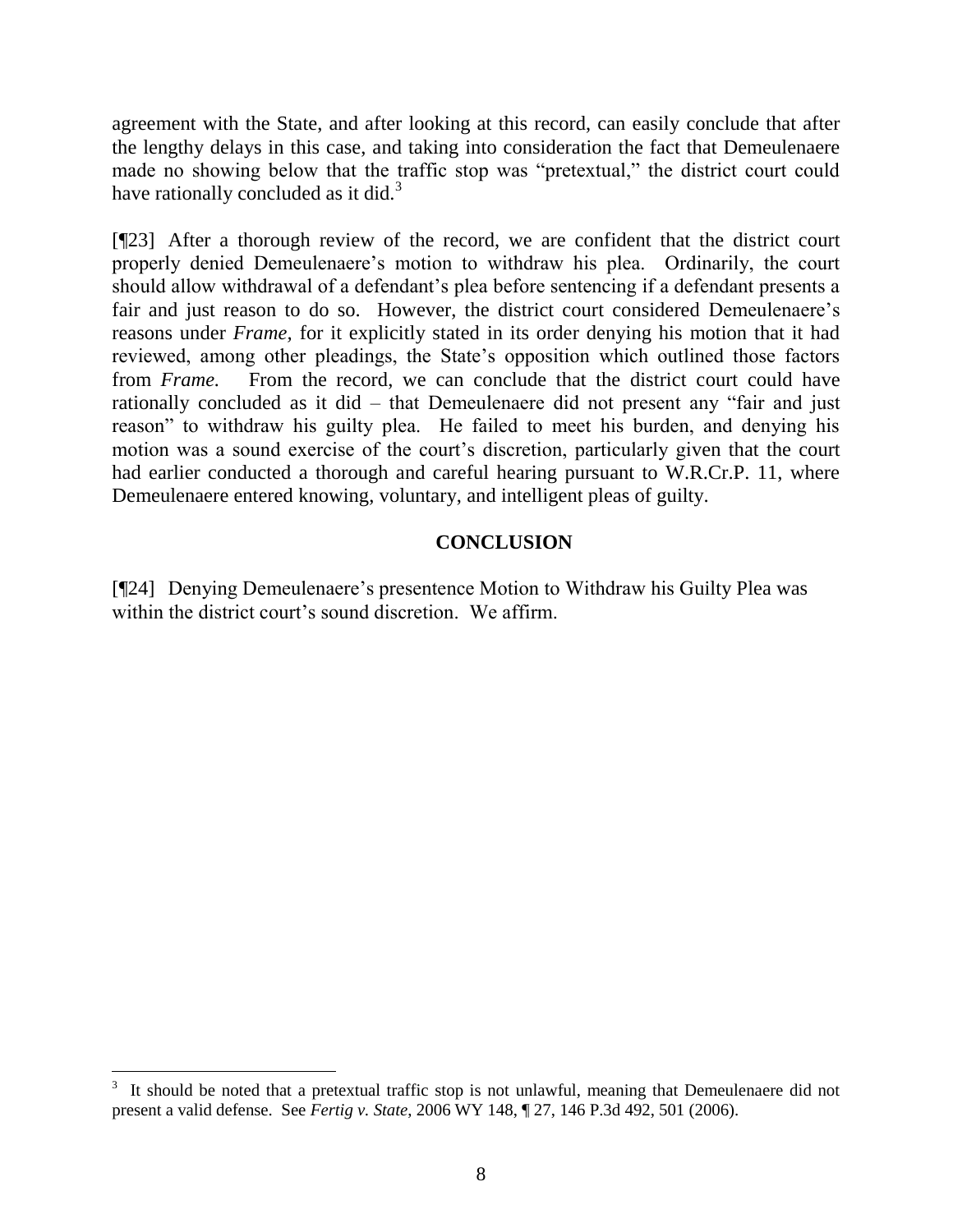agreement with the State, and after looking at this record, can easily conclude that after the lengthy delays in this case, and taking into consideration the fact that Demeulenaere made no showing below that the traffic stop was "pretextual," the district court could have rationally concluded as it did.[3]

[¶23] After a thorough review of the record, we are confident that the district court properly denied Demeulenaere's motion to withdraw his plea. Ordinarily, the court should allow withdrawal of a defendant's plea before sentencing if a defendant presents a fair and just reason to do so. However, the district court considered Demeulenaere's reasons under *Frame,* for it explicitly stated in its order denying his motion that it had reviewed, among other pleadings, the State's opposition which outlined those factors from *Frame.* From the record, we can conclude that the district court could have rationally concluded as it did – that Demeulenaere did not present any "fair and just reason" to withdraw his guilty plea. He failed to meet his burden, and denying his motion was a sound exercise of the court's discretion, particularly given that the court had earlier conducted a thorough and careful hearing pursuant to W.R.Cr.P. 11, where Demeulenaere entered knowing, voluntary, and intelligent pleas of guilty.

## CONCLUSION

[¶24] Denying Demeulenaere's presentence Motion to Withdraw his Guilty Plea was within the district court's sound discretion. We affirm.

---

[3] It should be noted that a pretextual traffic stop is not unlawful, meaning that Demeulenaere did not present a valid defense. See *Fertig v. State*, 2006 WY 148, ¶ 27, 146 P.3d 492, 501 (2006).